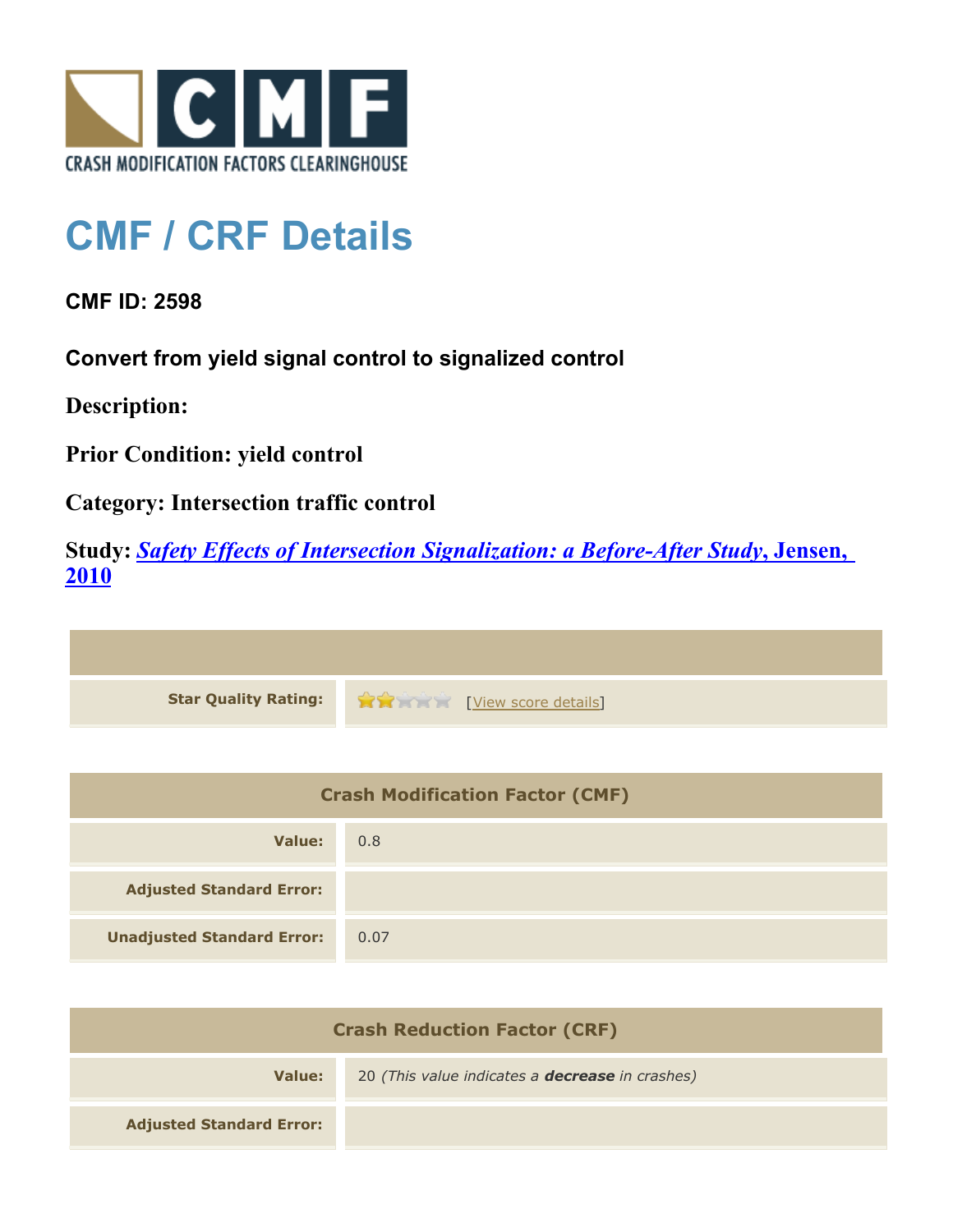CRASH MODIFICATION FACTORS CLEARINGHOUSE

# CMF / CRF Details

## CMF ID: 2598

### Convert from yield signal control to signalized control

**Description:**

**Prior Condition:** yield control

**Category:** Intersection traffic control

**Study:** *Safety Effects of Intersection Signalization: a Before-After Study*, Jensen, 2010

| | |
|---|---|
| **Star Quality Rating:** | 2 of 5 stars [View score details] |

| Crash Modification Factor (CMF) | |
|---|---|
| **Value:** | 0.8 |
| **Adjusted Standard Error:** | |
| **Unadjusted Standard Error:** | 0.07 |

| Crash Reduction Factor (CRF) | |
|---|---|
| **Value:** | 20 *(This value indicates a **decrease** in crashes)* |
| **Adjusted Standard Error:** | |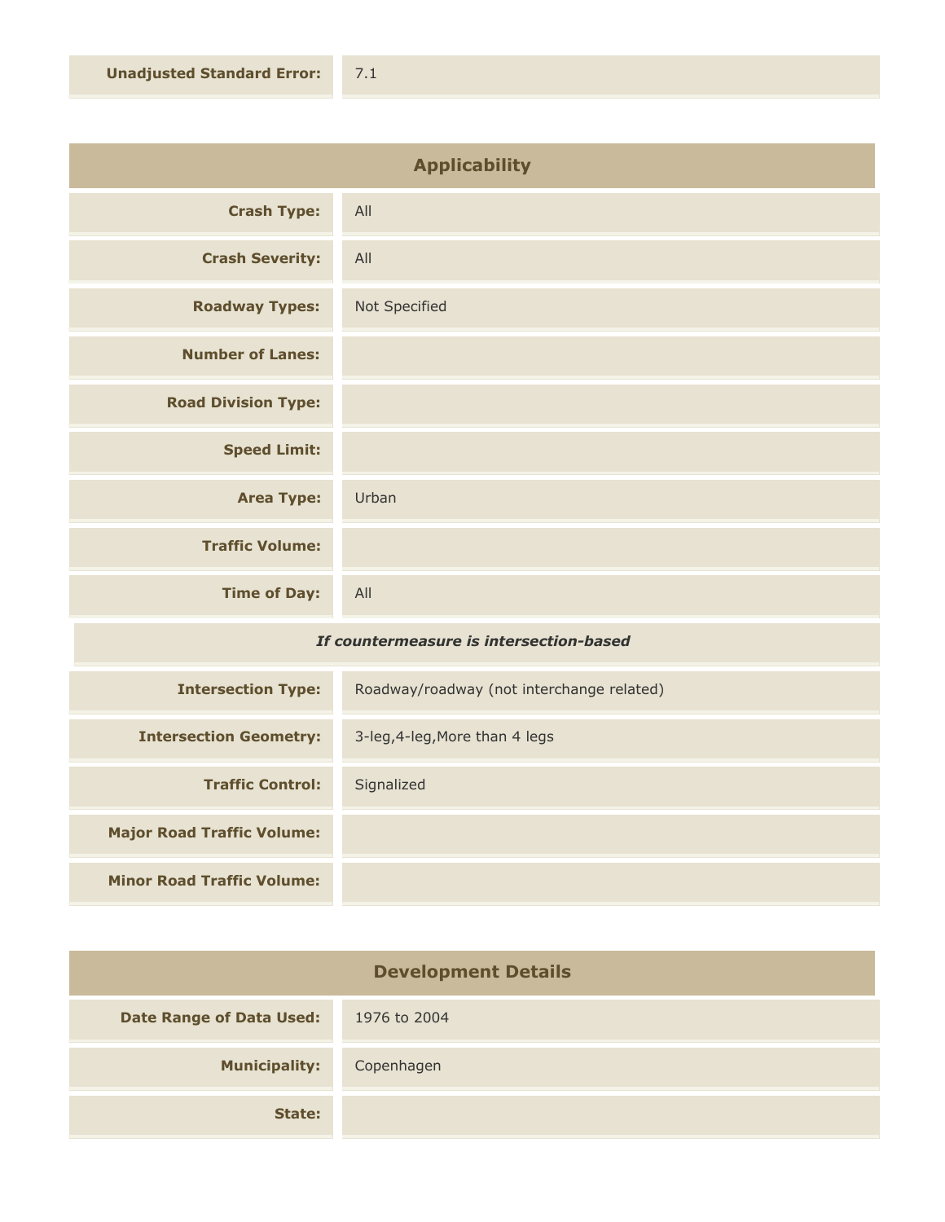| | |
|---|---|
| **Unadjusted Standard Error:** | 7.1 |

## Applicability

| | |
|---|---|
| **Crash Type:** | All |
| **Crash Severity:** | All |
| **Roadway Types:** | Not Specified |
| **Number of Lanes:** | |
| **Road Division Type:** | |
| **Speed Limit:** | |
| **Area Type:** | Urban |
| **Traffic Volume:** | |
| **Time of Day:** | All |

***If countermeasure is intersection-based***

| | |
|---|---|
| **Intersection Type:** | Roadway/roadway (not interchange related) |
| **Intersection Geometry:** | 3-leg,4-leg,More than 4 legs |
| **Traffic Control:** | Signalized |
| **Major Road Traffic Volume:** | |
| **Minor Road Traffic Volume:** | |

## Development Details

| | |
|---|---|
| **Date Range of Data Used:** | 1976 to 2004 |
| **Municipality:** | Copenhagen |
| **State:** | |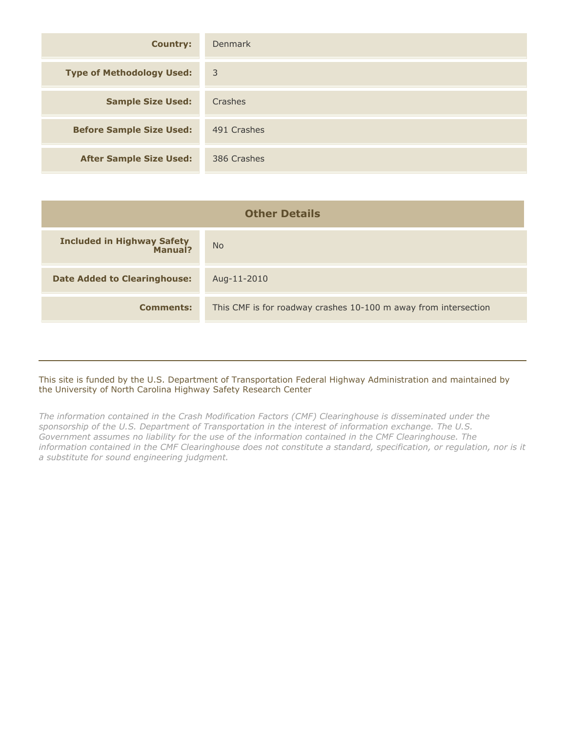| | |
|---|---|
| **Country:** | Denmark |
| **Type of Methodology Used:** | 3 |
| **Sample Size Used:** | Crashes |
| **Before Sample Size Used:** | 491 Crashes |
| **After Sample Size Used:** | 386 Crashes |

## Other Details

| | |
|---|---|
| **Included in Highway Safety Manual?** | No |
| **Date Added to Clearinghouse:** | Aug-11-2010 |
| **Comments:** | This CMF is for roadway crashes 10-100 m away from intersection |

---

This site is funded by the U.S. Department of Transportation Federal Highway Administration and maintained by the University of North Carolina Highway Safety Research Center

*The information contained in the Crash Modification Factors (CMF) Clearinghouse is disseminated under the sponsorship of the U.S. Department of Transportation in the interest of information exchange. The U.S. Government assumes no liability for the use of the information contained in the CMF Clearinghouse. The information contained in the CMF Clearinghouse does not constitute a standard, specification, or regulation, nor is it a substitute for sound engineering judgment.*